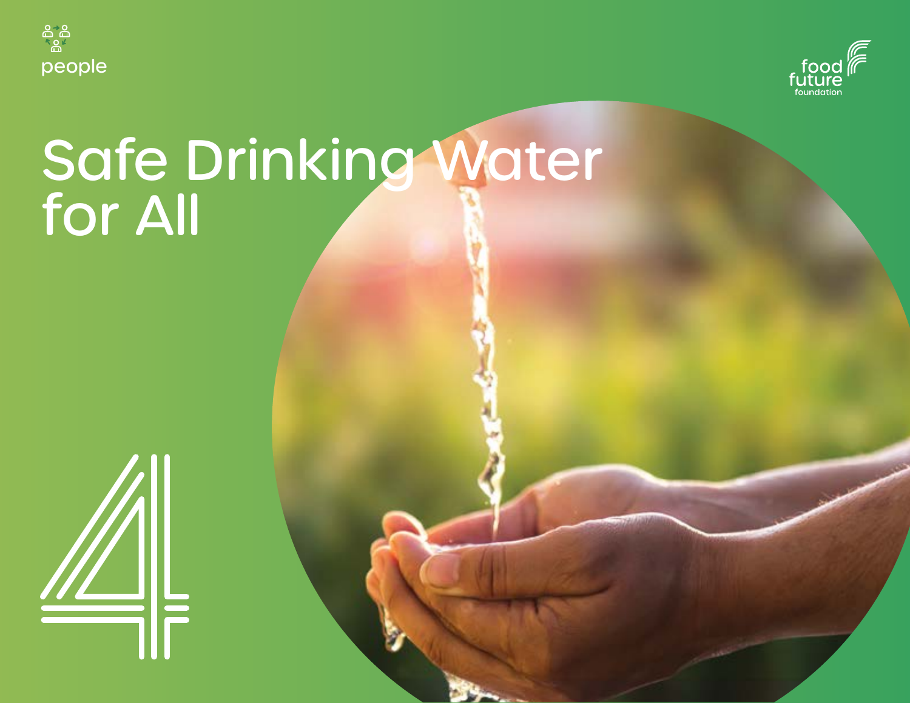people

food future foundation

# Safe Drinking Water for All

4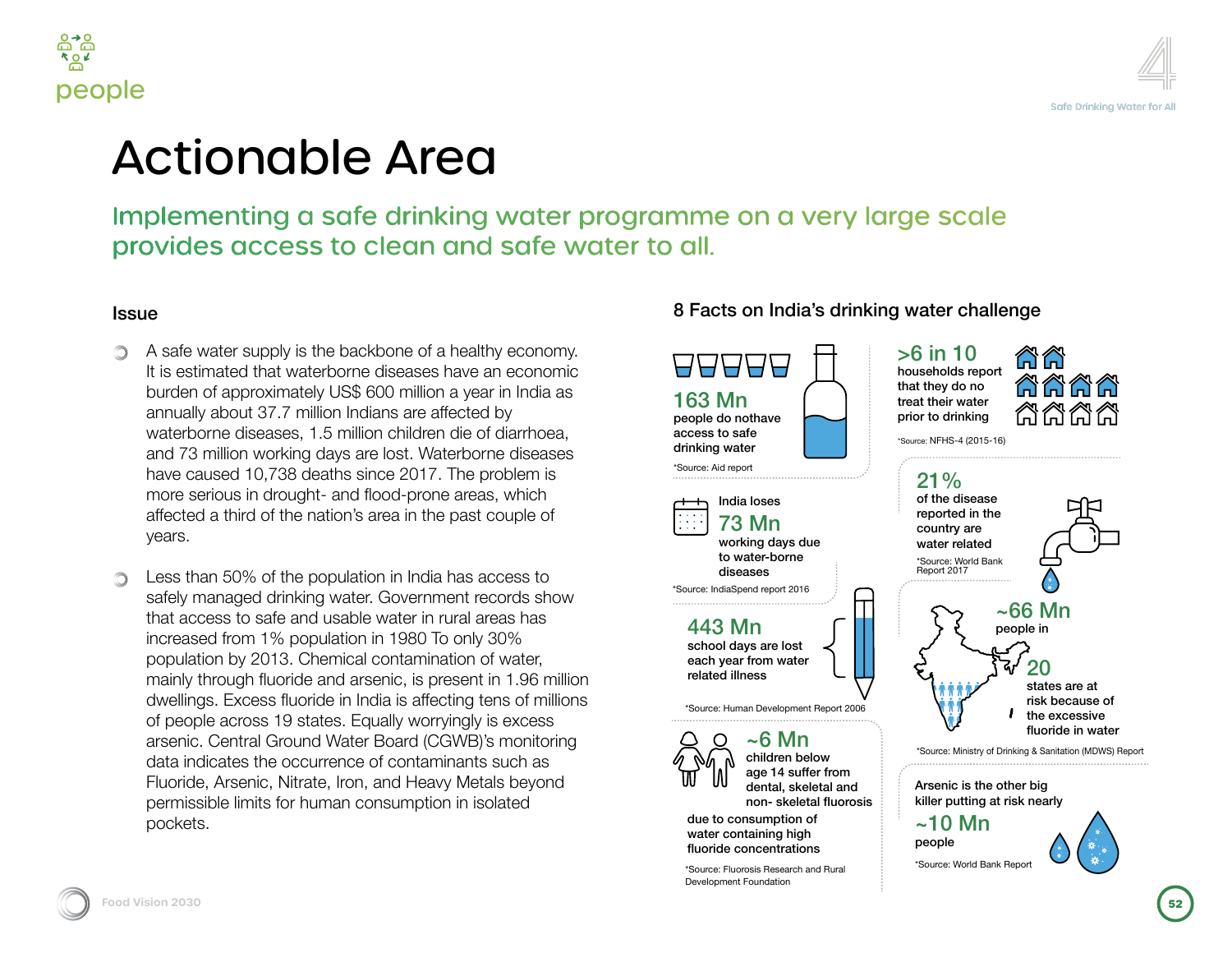# Actionable Area

## Implementing a safe drinking water programme on a very large scale provides access to clean and safe water to all.

### Issue

- A safe water supply is the backbone of a healthy economy. It is estimated that waterborne diseases have an economic burden of approximately US$ 600 million a year in India as annually about 37.7 million Indians are affected by waterborne diseases, 1.5 million children die of diarrhoea, and 73 million working days are lost. Waterborne diseases have caused 10,738 deaths since 2017. The problem is more serious in drought- and flood-prone areas, which affected a third of the nation's area in the past couple of years.

- Less than 50% of the population in India has access to safely managed drinking water. Government records show that access to safe and usable water in rural areas has increased from 1% population in 1980 To only 30% population by 2013. Chemical contamination of water, mainly through fluoride and arsenic, is present in 1.96 million dwellings. Excess fluoride in India is affecting tens of millions of people across 19 states. Equally worryingly is excess arsenic. Central Ground Water Board (CGWB)'s monitoring data indicates the occurrence of contaminants such as Fluoride, Arsenic, Nitrate, Iron, and Heavy Metals beyond permissible limits for human consumption in isolated pockets.

### 8 Facts on India's drinking water challenge

**163 Mn**
people do nothave access to safe drinking water
*Source: Aid report

**>6 in 10**
households report that they do no treat their water prior to drinking
*Source: NFHS-4 (2015-16)

India loses
**73 Mn**
working days due to water-borne diseases
*Source: IndiaSpend report 2016

**21%**
of the disease reported in the country are water related
*Source: World Bank Report 2017

**443 Mn**
school days are lost each year from water related illness
*Source: Human Development Report 2006

**~66 Mn**
people in
**20**
states are at risk because of the excessive fluoride in water
*Source: Ministry of Drinking & Sanitation (MDWS) Report

**~6 Mn**
children below age 14 suffer from dental, skeletal and non- skeletal fluorosis due to consumption of water containing high fluoride concentrations
*Source: Fluorosis Research and Rural Development Foundation

Arsenic is the other big killer putting at risk nearly
**~10 Mn**
people
*Source: World Bank Report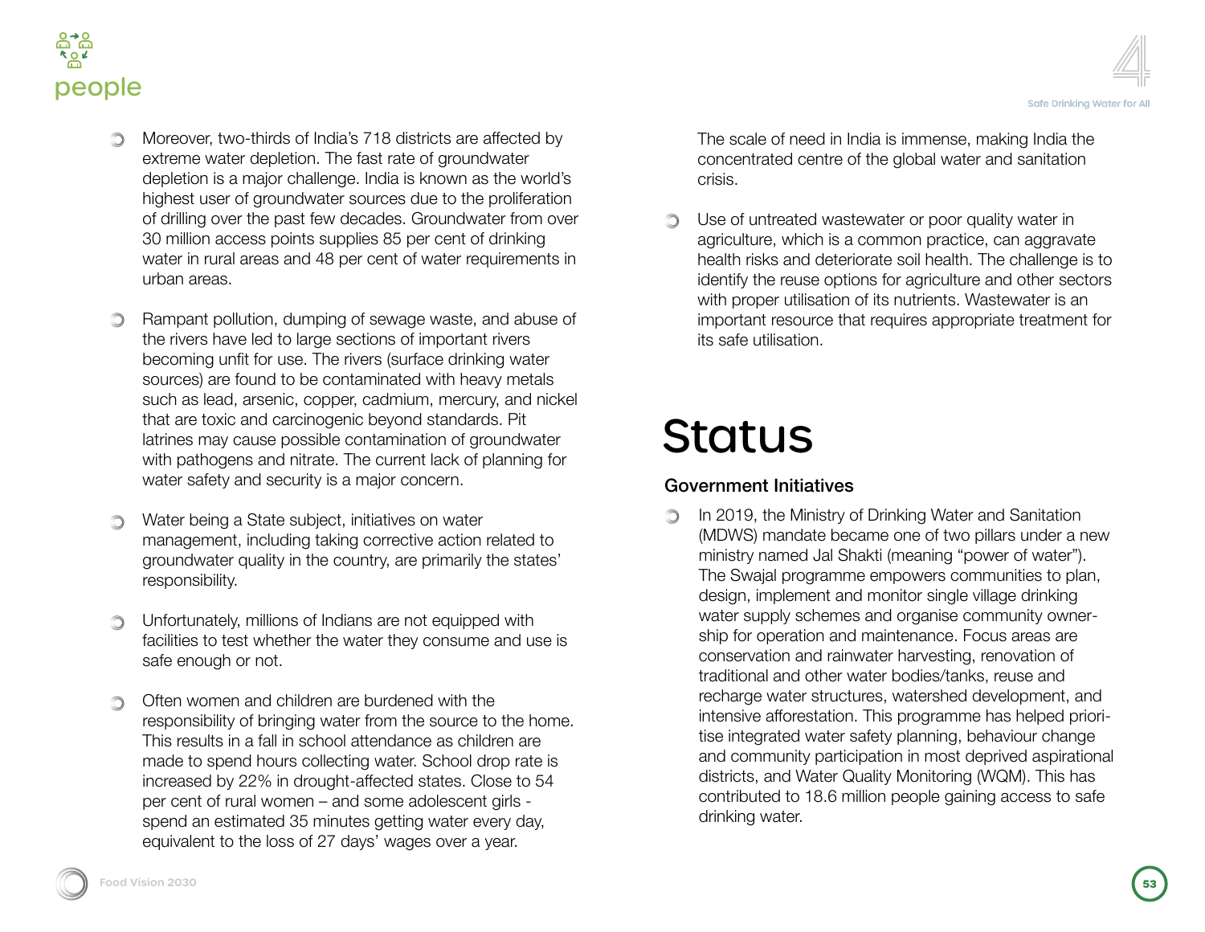- Moreover, two-thirds of India's 718 districts are affected by extreme water depletion. The fast rate of groundwater depletion is a major challenge. India is known as the world's highest user of groundwater sources due to the proliferation of drilling over the past few decades. Groundwater from over 30 million access points supplies 85 per cent of drinking water in rural areas and 48 per cent of water requirements in urban areas.

- Rampant pollution, dumping of sewage waste, and abuse of the rivers have led to large sections of important rivers becoming unfit for use. The rivers (surface drinking water sources) are found to be contaminated with heavy metals such as lead, arsenic, copper, cadmium, mercury, and nickel that are toxic and carcinogenic beyond standards. Pit latrines may cause possible contamination of groundwater with pathogens and nitrate. The current lack of planning for water safety and security is a major concern.

- Water being a State subject, initiatives on water management, including taking corrective action related to groundwater quality in the country, are primarily the states' responsibility.

- Unfortunately, millions of Indians are not equipped with facilities to test whether the water they consume and use is safe enough or not.

- Often women and children are burdened with the responsibility of bringing water from the source to the home. This results in a fall in school attendance as children are made to spend hours collecting water. School drop rate is increased by 22% in drought-affected states. Close to 54 per cent of rural women – and some adolescent girls - spend an estimated 35 minutes getting water every day, equivalent to the loss of 27 days' wages over a year.

  The scale of need in India is immense, making India the concentrated centre of the global water and sanitation crisis.

- Use of untreated wastewater or poor quality water in agriculture, which is a common practice, can aggravate health risks and deteriorate soil health. The challenge is to identify the reuse options for agriculture and other sectors with proper utilisation of its nutrients. Wastewater is an important resource that requires appropriate treatment for its safe utilisation.

# Status

## Government Initiatives

- In 2019, the Ministry of Drinking Water and Sanitation (MDWS) mandate became one of two pillars under a new ministry named Jal Shakti (meaning "power of water"). The Swajal programme empowers communities to plan, design, implement and monitor single village drinking water supply schemes and organise community ownership for operation and maintenance. Focus areas are conservation and rainwater harvesting, renovation of traditional and other water bodies/tanks, reuse and recharge water structures, watershed development, and intensive afforestation. This programme has helped prioritise integrated water safety planning, behaviour change and community participation in most deprived aspirational districts, and Water Quality Monitoring (WQM). This has contributed to 18.6 million people gaining access to safe drinking water.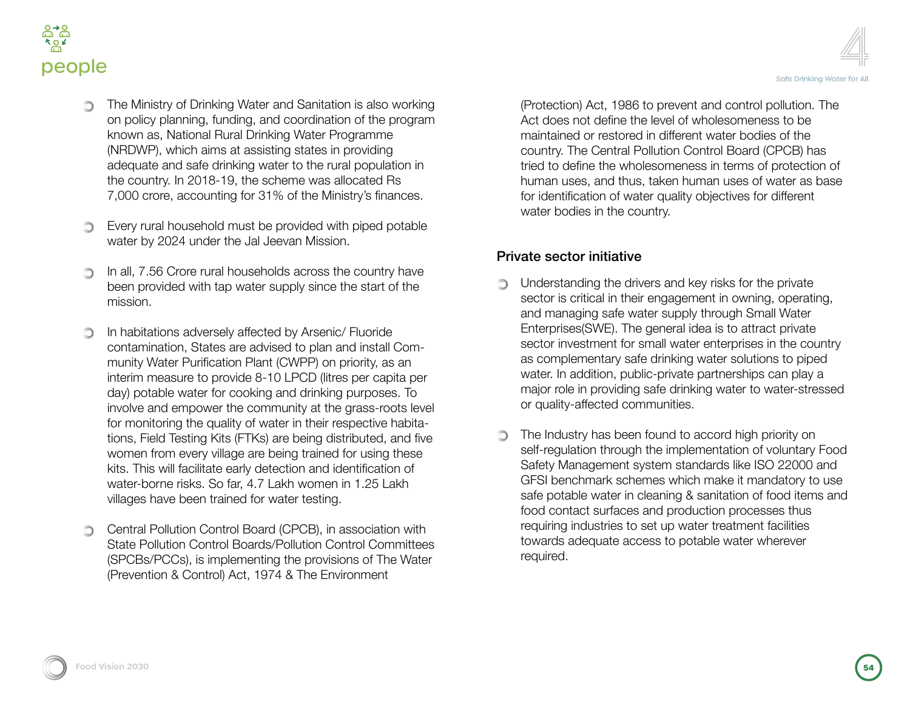- The Ministry of Drinking Water and Sanitation is also working on policy planning, funding, and coordination of the program known as, National Rural Drinking Water Programme (NRDWP), which aims at assisting states in providing adequate and safe drinking water to the rural population in the country. In 2018-19, the scheme was allocated Rs 7,000 crore, accounting for 31% of the Ministry's finances.

- Every rural household must be provided with piped potable water by 2024 under the Jal Jeevan Mission.

- In all, 7.56 Crore rural households across the country have been provided with tap water supply since the start of the mission.

- In habitations adversely affected by Arsenic/ Fluoride contamination, States are advised to plan and install Community Water Purification Plant (CWPP) on priority, as an interim measure to provide 8-10 LPCD (litres per capita per day) potable water for cooking and drinking purposes. To involve and empower the community at the grass-roots level for monitoring the quality of water in their respective habitations, Field Testing Kits (FTKs) are being distributed, and five women from every village are being trained for using these kits. This will facilitate early detection and identification of water-borne risks. So far, 4.7 Lakh women in 1.25 Lakh villages have been trained for water testing.

- Central Pollution Control Board (CPCB), in association with State Pollution Control Boards/Pollution Control Committees (SPCBs/PCCs), is implementing the provisions of The Water (Prevention & Control) Act, 1974 & The Environment (Protection) Act, 1986 to prevent and control pollution. The Act does not define the level of wholesomeness to be maintained or restored in different water bodies of the country. The Central Pollution Control Board (CPCB) has tried to define the wholesomeness in terms of protection of human uses, and thus, taken human uses of water as base for identification of water quality objectives for different water bodies in the country.

### Private sector initiative

- Understanding the drivers and key risks for the private sector is critical in their engagement in owning, operating, and managing safe water supply through Small Water Enterprises(SWE). The general idea is to attract private sector investment for small water enterprises in the country as complementary safe drinking water solutions to piped water. In addition, public-private partnerships can play a major role in providing safe drinking water to water-stressed or quality-affected communities.

- The Industry has been found to accord high priority on self-regulation through the implementation of voluntary Food Safety Management system standards like ISO 22000 and GFSI benchmark schemes which make it mandatory to use safe potable water in cleaning & sanitation of food items and food contact surfaces and production processes thus requiring industries to set up water treatment facilities towards adequate access to potable water wherever required.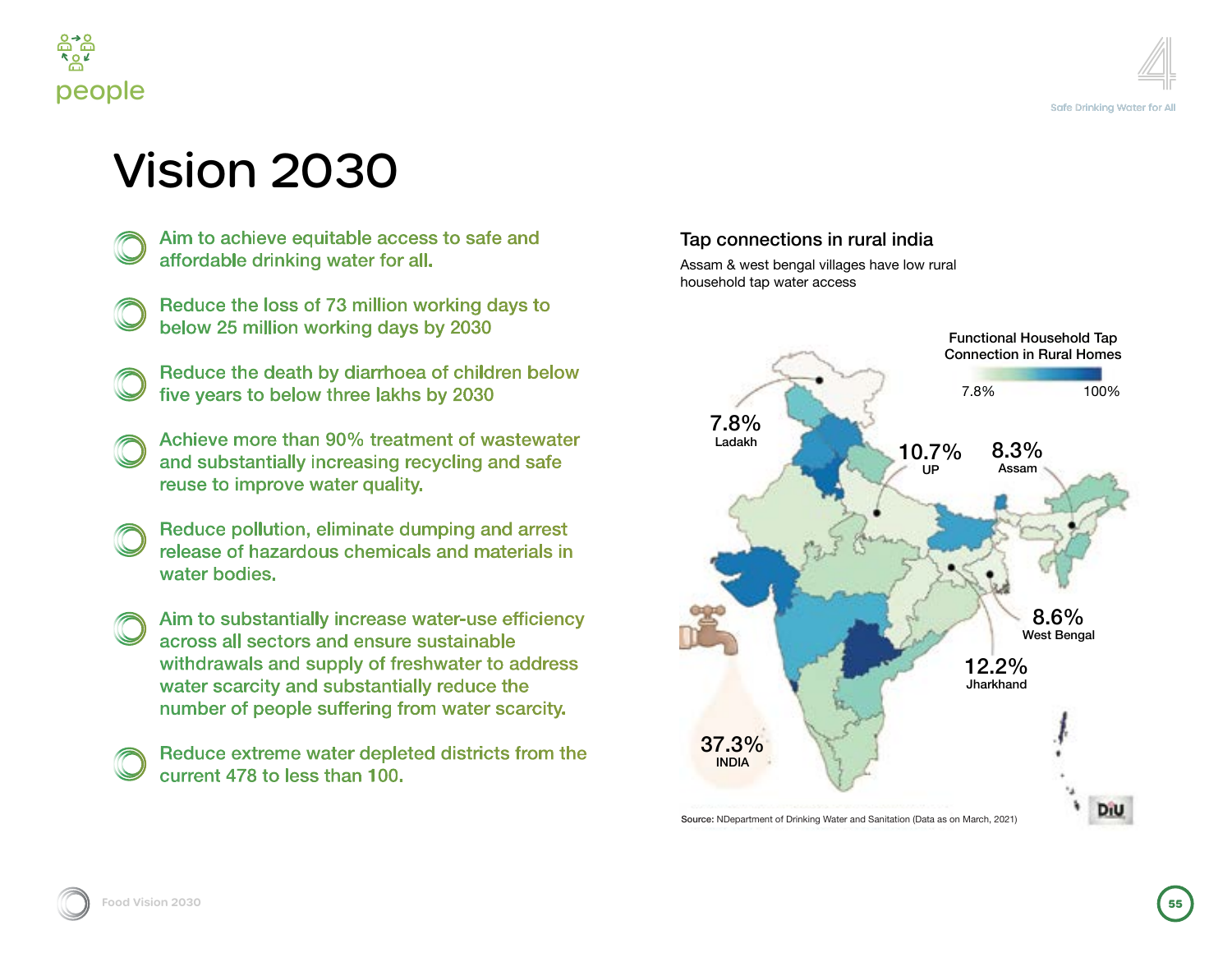# Vision 2030

- Aim to achieve equitable access to safe and affordable drinking water for all.
- Reduce the loss of 73 million working days to below 25 million working days by 2030
- Reduce the death by diarrhoea of children below five years to below three lakhs by 2030
- Achieve more than 90% treatment of wastewater and substantially increasing recycling and safe reuse to improve water quality.
- Reduce pollution, eliminate dumping and arrest release of hazardous chemicals and materials in water bodies.
- Aim to substantially increase water-use efficiency across all sectors and ensure sustainable withdrawals and supply of freshwater to address water scarcity and substantially reduce the number of people suffering from water scarcity.
- Reduce extreme water depleted districts from the current 478 to less than 100.

### Tap connections in rural india

Assam & west bengal villages have low rural household tap water access

Functional Household Tap Connection in Rural Homes

7.8% — 100%

7.8% Ladakh

10.7% UP

8.3% Assam

8.6% West Bengal

12.2% Jharkhand

37.3% INDIA

**Source:** NDepartment of Drinking Water and Sanitation (Data as on March, 2021)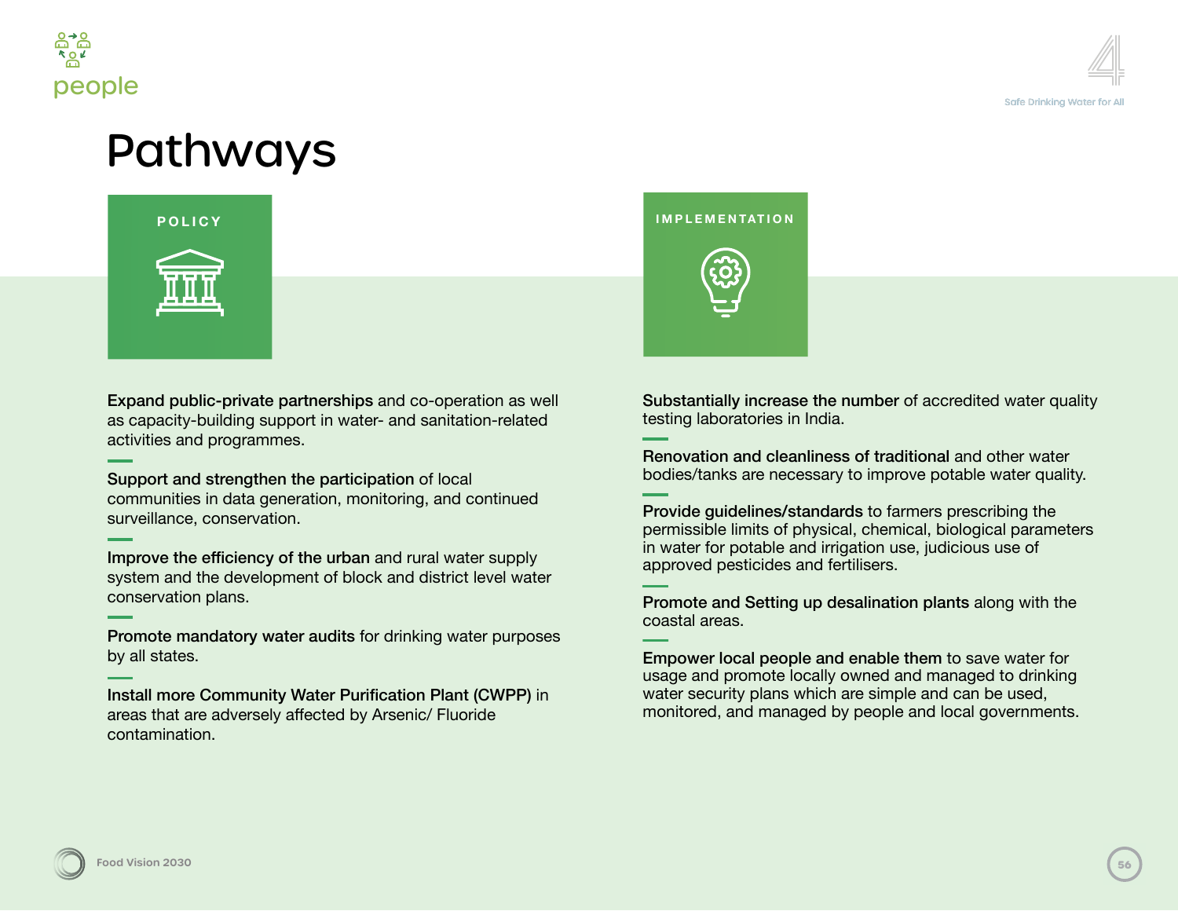# Pathways

## POLICY

**Expand public-private partnerships** and co-operation as well as capacity-building support in water- and sanitation-related activities and programmes.

**Support and strengthen the participation** of local communities in data generation, monitoring, and continued surveillance, conservation.

**Improve the efficiency of the urban** and rural water supply system and the development of block and district level water conservation plans.

**Promote mandatory water audits** for drinking water purposes by all states.

**Install more Community Water Purification Plant (CWPP)** in areas that are adversely affected by Arsenic/ Fluoride contamination.

## IMPLEMENTATION

**Substantially increase the number** of accredited water quality testing laboratories in India.

**Renovation and cleanliness of traditional** and other water bodies/tanks are necessary to improve potable water quality.

**Provide guidelines/standards** to farmers prescribing the permissible limits of physical, chemical, biological parameters in water for potable and irrigation use, judicious use of approved pesticides and fertilisers.

**Promote and Setting up desalination plants** along with the coastal areas.

**Empower local people and enable them** to save water for usage and promote locally owned and managed to drinking water security plans which are simple and can be used, monitored, and managed by people and local governments.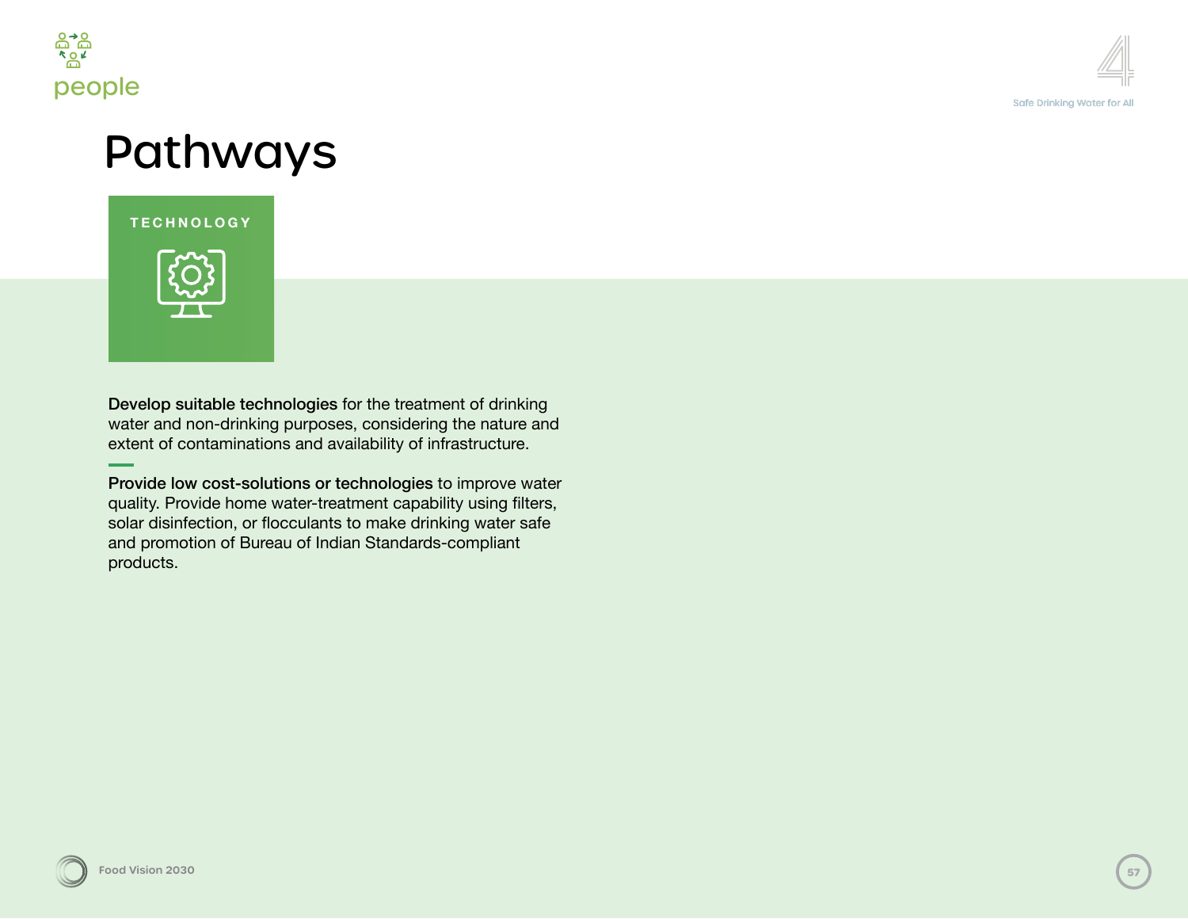# Pathways

## TECHNOLOGY

**Develop suitable technologies** for the treatment of drinking water and non-drinking purposes, considering the nature and extent of contaminations and availability of infrastructure.

**Provide low cost-solutions or technologies** to improve water quality. Provide home water-treatment capability using filters, solar disinfection, or flocculants to make drinking water safe and promotion of Bureau of Indian Standards-compliant products.